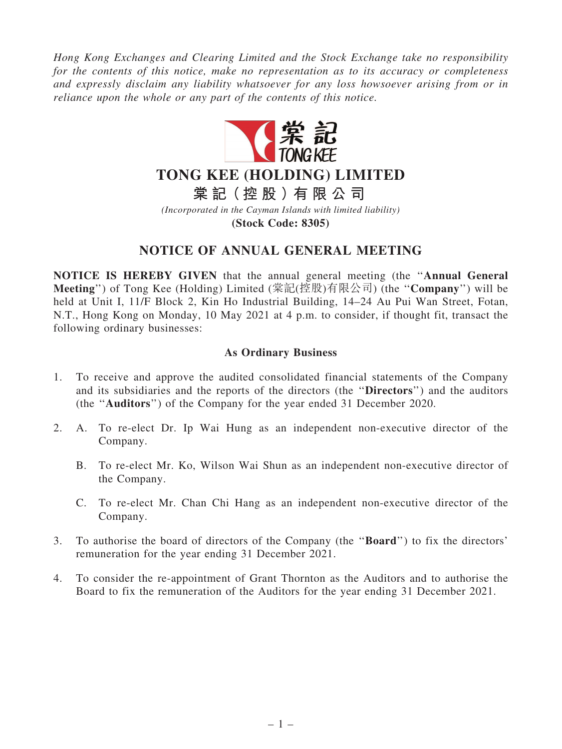*Hong Kong Exchanges and Clearing Limited and the Stock Exchange take no responsibility for the contents of this notice, make no representation as to its accuracy or completeness and expressly disclaim any liability whatsoever for any loss howsoever arising from or in reliance upon the whole or any part of the contents of this notice.*

# TONG KEE (HOLDING) LIMITED

# 棠記（控股）有限公司

*(Incorporated in the Cayman Islands with limited liability)*

**(Stock Code: 8305)**

## NOTICE OF ANNUAL GENERAL MEETING

**NOTICE IS HEREBY GIVEN** that the annual general meeting (the "**Annual General Meeting**") of Tong Kee (Holding) Limited (棠記(控股)有限公司) (the "**Company**") will be held at Unit I, 11/F Block 2, Kin Ho Industrial Building, 14–24 Au Pui Wan Street, Fotan, N.T., Hong Kong on Monday, 10 May 2021 at 4 p.m. to consider, if thought fit, transact the following ordinary businesses:

### As Ordinary Business

1. To receive and approve the audited consolidated financial statements of the Company and its subsidiaries and the reports of the directors (the "**Directors**") and the auditors (the "**Auditors**") of the Company for the year ended 31 December 2020.

2. A. To re-elect Dr. Ip Wai Hung as an independent non-executive director of the Company.

   B. To re-elect Mr. Ko, Wilson Wai Shun as an independent non-executive director of the Company.

   C. To re-elect Mr. Chan Chi Hang as an independent non-executive director of the Company.

3. To authorise the board of directors of the Company (the "**Board**") to fix the directors' remuneration for the year ending 31 December 2021.

4. To consider the re-appointment of Grant Thornton as the Auditors and to authorise the Board to fix the remuneration of the Auditors for the year ending 31 December 2021.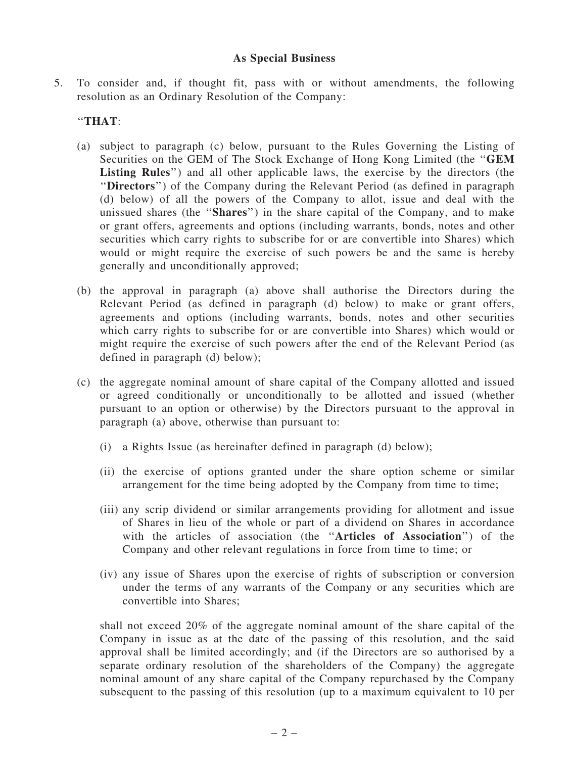**As Special Business**

5. To consider and, if thought fit, pass with or without amendments, the following resolution as an Ordinary Resolution of the Company:

  "**THAT**:

  (a) subject to paragraph (c) below, pursuant to the Rules Governing the Listing of Securities on the GEM of The Stock Exchange of Hong Kong Limited (the "**GEM Listing Rules**") and all other applicable laws, the exercise by the directors (the "**Directors**") of the Company during the Relevant Period (as defined in paragraph (d) below) of all the powers of the Company to allot, issue and deal with the unissued shares (the "**Shares**") in the share capital of the Company, and to make or grant offers, agreements and options (including warrants, bonds, notes and other securities which carry rights to subscribe for or are convertible into Shares) which would or might require the exercise of such powers be and the same is hereby generally and unconditionally approved;

  (b) the approval in paragraph (a) above shall authorise the Directors during the Relevant Period (as defined in paragraph (d) below) to make or grant offers, agreements and options (including warrants, bonds, notes and other securities which carry rights to subscribe for or are convertible into Shares) which would or might require the exercise of such powers after the end of the Relevant Period (as defined in paragraph (d) below);

  (c) the aggregate nominal amount of share capital of the Company allotted and issued or agreed conditionally or unconditionally to be allotted and issued (whether pursuant to an option or otherwise) by the Directors pursuant to the approval in paragraph (a) above, otherwise than pursuant to:

    (i) a Rights Issue (as hereinafter defined in paragraph (d) below);

    (ii) the exercise of options granted under the share option scheme or similar arrangement for the time being adopted by the Company from time to time;

    (iii) any scrip dividend or similar arrangements providing for allotment and issue of Shares in lieu of the whole or part of a dividend on Shares in accordance with the articles of association (the "**Articles of Association**") of the Company and other relevant regulations in force from time to time; or

    (iv) any issue of Shares upon the exercise of rights of subscription or conversion under the terms of any warrants of the Company or any securities which are convertible into Shares;

  shall not exceed 20% of the aggregate nominal amount of the share capital of the Company in issue as at the date of the passing of this resolution, and the said approval shall be limited accordingly; and (if the Directors are so authorised by a separate ordinary resolution of the shareholders of the Company) the aggregate nominal amount of any share capital of the Company repurchased by the Company subsequent to the passing of this resolution (up to a maximum equivalent to 10 per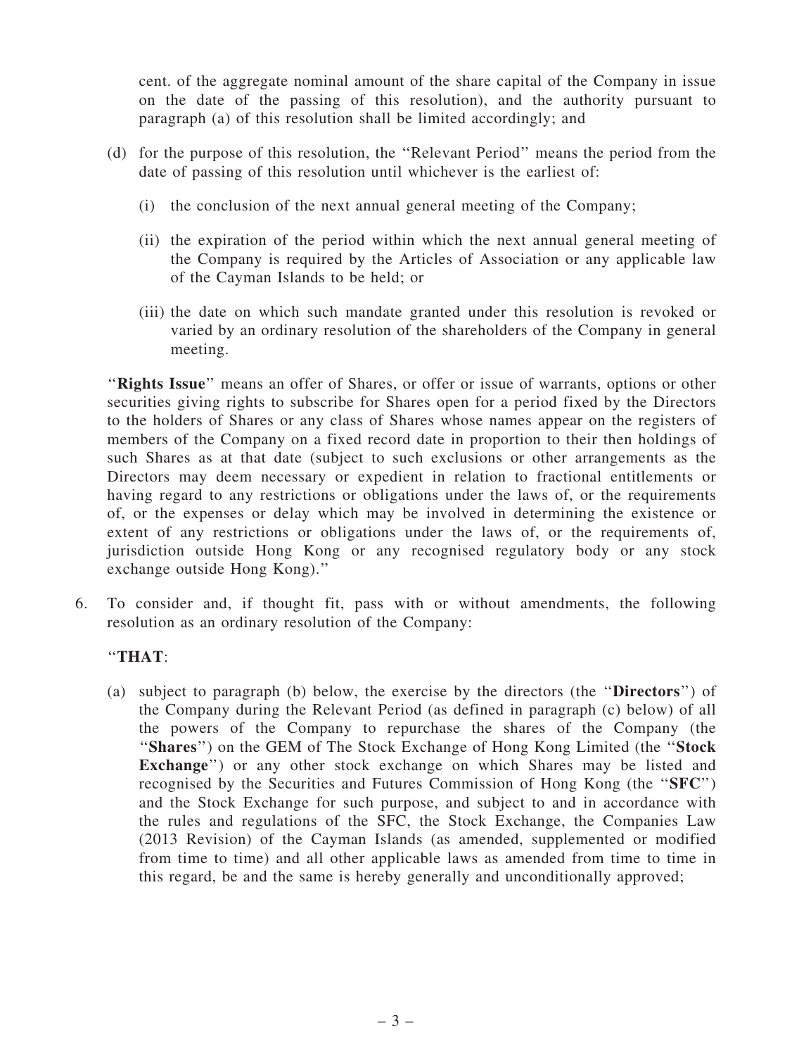cent. of the aggregate nominal amount of the share capital of the Company in issue on the date of the passing of this resolution), and the authority pursuant to paragraph (a) of this resolution shall be limited accordingly; and

(d) for the purpose of this resolution, the ''Relevant Period'' means the period from the date of passing of this resolution until whichever is the earliest of:

   (i) the conclusion of the next annual general meeting of the Company;

   (ii) the expiration of the period within which the next annual general meeting of the Company is required by the Articles of Association or any applicable law of the Cayman Islands to be held; or

   (iii) the date on which such mandate granted under this resolution is revoked or varied by an ordinary resolution of the shareholders of the Company in general meeting.

''**Rights Issue**'' means an offer of Shares, or offer or issue of warrants, options or other securities giving rights to subscribe for Shares open for a period fixed by the Directors to the holders of Shares or any class of Shares whose names appear on the registers of members of the Company on a fixed record date in proportion to their then holdings of such Shares as at that date (subject to such exclusions or other arrangements as the Directors may deem necessary or expedient in relation to fractional entitlements or having regard to any restrictions or obligations under the laws of, or the requirements of, or the expenses or delay which may be involved in determining the existence or extent of any restrictions or obligations under the laws of, or the requirements of, jurisdiction outside Hong Kong or any recognised regulatory body or any stock exchange outside Hong Kong).''

6. To consider and, if thought fit, pass with or without amendments, the following resolution as an ordinary resolution of the Company:

''**THAT**:

(a) subject to paragraph (b) below, the exercise by the directors (the ''**Directors**'') of the Company during the Relevant Period (as defined in paragraph (c) below) of all the powers of the Company to repurchase the shares of the Company (the ''**Shares**'') on the GEM of The Stock Exchange of Hong Kong Limited (the ''**Stock Exchange**'') or any other stock exchange on which Shares may be listed and recognised by the Securities and Futures Commission of Hong Kong (the ''**SFC**'') and the Stock Exchange for such purpose, and subject to and in accordance with the rules and regulations of the SFC, the Stock Exchange, the Companies Law (2013 Revision) of the Cayman Islands (as amended, supplemented or modified from time to time) and all other applicable laws as amended from time to time in this regard, be and the same is hereby generally and unconditionally approved;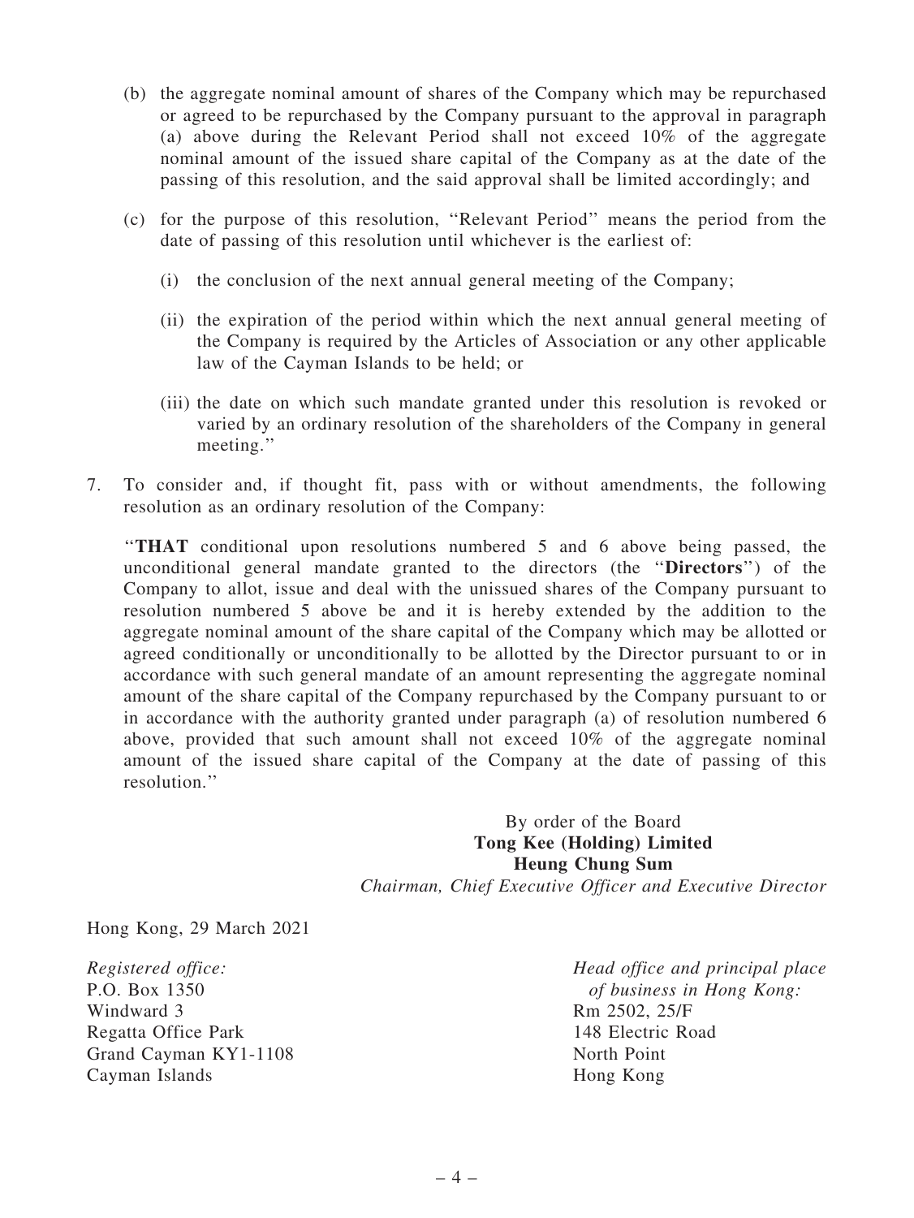(b) the aggregate nominal amount of shares of the Company which may be repurchased or agreed to be repurchased by the Company pursuant to the approval in paragraph (a) above during the Relevant Period shall not exceed 10% of the aggregate nominal amount of the issued share capital of the Company as at the date of the passing of this resolution, and the said approval shall be limited accordingly; and

(c) for the purpose of this resolution, ''Relevant Period'' means the period from the date of passing of this resolution until whichever is the earliest of:

(i) the conclusion of the next annual general meeting of the Company;

(ii) the expiration of the period within which the next annual general meeting of the Company is required by the Articles of Association or any other applicable law of the Cayman Islands to be held; or

(iii) the date on which such mandate granted under this resolution is revoked or varied by an ordinary resolution of the shareholders of the Company in general meeting.''

7. To consider and, if thought fit, pass with or without amendments, the following resolution as an ordinary resolution of the Company:

''**THAT** conditional upon resolutions numbered 5 and 6 above being passed, the unconditional general mandate granted to the directors (the ''**Directors**'') of the Company to allot, issue and deal with the unissued shares of the Company pursuant to resolution numbered 5 above be and it is hereby extended by the addition to the aggregate nominal amount of the share capital of the Company which may be allotted or agreed conditionally or unconditionally to be allotted by the Director pursuant to or in accordance with such general mandate of an amount representing the aggregate nominal amount of the share capital of the Company repurchased by the Company pursuant to or in accordance with the authority granted under paragraph (a) of resolution numbered 6 above, provided that such amount shall not exceed 10% of the aggregate nominal amount of the issued share capital of the Company at the date of passing of this resolution.''

By order of the Board
**Tong Kee (Holding) Limited**
**Heung Chung Sum**
*Chairman, Chief Executive Officer and Executive Director*

Hong Kong, 29 March 2021

*Registered office:*
P.O. Box 1350
Windward 3
Regatta Office Park
Grand Cayman KY1-1108
Cayman Islands

*Head office and principal place of business in Hong Kong:*
Rm 2502, 25/F
148 Electric Road
North Point
Hong Kong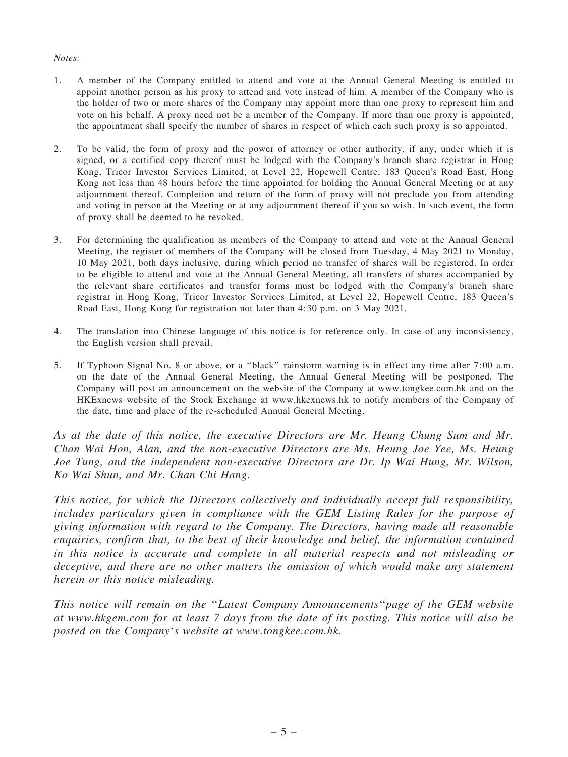*Notes:*

1. A member of the Company entitled to attend and vote at the Annual General Meeting is entitled to appoint another person as his proxy to attend and vote instead of him. A member of the Company who is the holder of two or more shares of the Company may appoint more than one proxy to represent him and vote on his behalf. A proxy need not be a member of the Company. If more than one proxy is appointed, the appointment shall specify the number of shares in respect of which each such proxy is so appointed.

2. To be valid, the form of proxy and the power of attorney or other authority, if any, under which it is signed, or a certified copy thereof must be lodged with the Company's branch share registrar in Hong Kong, Tricor Investor Services Limited, at Level 22, Hopewell Centre, 183 Queen's Road East, Hong Kong not less than 48 hours before the time appointed for holding the Annual General Meeting or at any adjournment thereof. Completion and return of the form of proxy will not preclude you from attending and voting in person at the Meeting or at any adjournment thereof if you so wish. In such event, the form of proxy shall be deemed to be revoked.

3. For determining the qualification as members of the Company to attend and vote at the Annual General Meeting, the register of members of the Company will be closed from Tuesday, 4 May 2021 to Monday, 10 May 2021, both days inclusive, during which period no transfer of shares will be registered. In order to be eligible to attend and vote at the Annual General Meeting, all transfers of shares accompanied by the relevant share certificates and transfer forms must be lodged with the Company's branch share registrar in Hong Kong, Tricor Investor Services Limited, at Level 22, Hopewell Centre, 183 Queen's Road East, Hong Kong for registration not later than 4:30 p.m. on 3 May 2021.

4. The translation into Chinese language of this notice is for reference only. In case of any inconsistency, the English version shall prevail.

5. If Typhoon Signal No. 8 or above, or a "black" rainstorm warning is in effect any time after 7:00 a.m. on the date of the Annual General Meeting, the Annual General Meeting will be postponed. The Company will post an announcement on the website of the Company at www.tongkee.com.hk and on the HKExnews website of the Stock Exchange at www.hkexnews.hk to notify members of the Company of the date, time and place of the re-scheduled Annual General Meeting.

*As at the date of this notice, the executive Directors are Mr. Heung Chung Sum and Mr. Chan Wai Hon, Alan, and the non-executive Directors are Ms. Heung Joe Yee, Ms. Heung Joe Tung, and the independent non-executive Directors are Dr. Ip Wai Hung, Mr. Wilson, Ko Wai Shun, and Mr. Chan Chi Hang.*

*This notice, for which the Directors collectively and individually accept full responsibility, includes particulars given in compliance with the GEM Listing Rules for the purpose of giving information with regard to the Company. The Directors, having made all reasonable enquiries, confirm that, to the best of their knowledge and belief, the information contained in this notice is accurate and complete in all material respects and not misleading or deceptive, and there are no other matters the omission of which would make any statement herein or this notice misleading.*

*This notice will remain on the "Latest Company Announcements"page of the GEM website at www.hkgem.com for at least 7 days from the date of its posting. This notice will also be posted on the Company's website at www.tongkee.com.hk.*